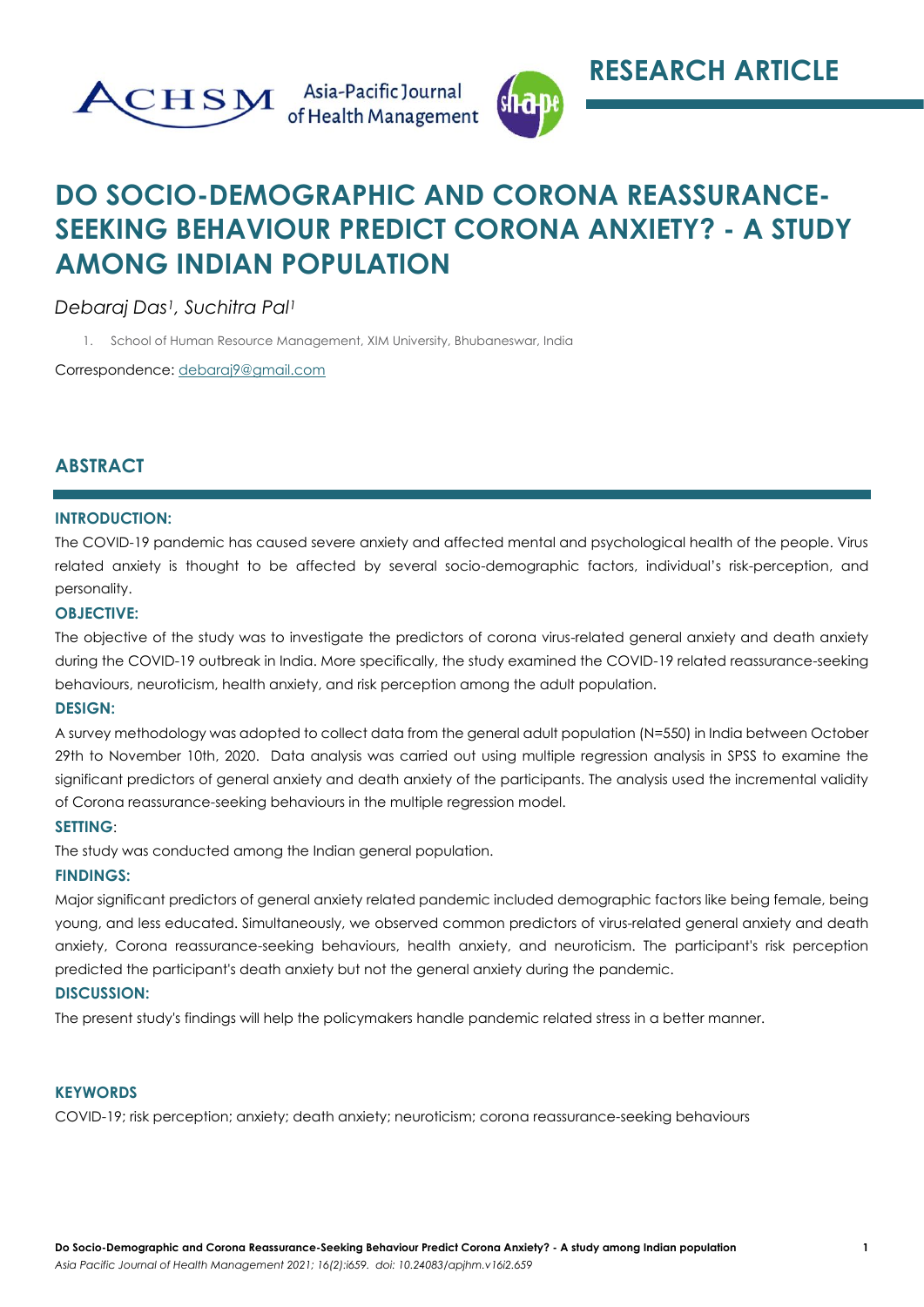RESEARCH ARTICLE

# DO SOCIO-DEMOGRAPHIC AND CORONA REASSURANCE-SEEKING BEHAVIOUR PREDICT CORONA ANXIETY? - A STUDY AMONG INDIAN POPULATION

*Debaraj Das[1], Suchitra Pal[1]*

1. School of Human Resource Management, XIM University, Bhubaneswar, India

Correspondence: debaraj9@gmail.com

## ABSTRACT

### INTRODUCTION:

The COVID-19 pandemic has caused severe anxiety and affected mental and psychological health of the people. Virus related anxiety is thought to be affected by several socio-demographic factors, individual's risk-perception, and personality.

### OBJECTIVE:

The objective of the study was to investigate the predictors of corona virus-related general anxiety and death anxiety during the COVID-19 outbreak in India. More specifically, the study examined the COVID-19 related reassurance-seeking behaviours, neuroticism, health anxiety, and risk perception among the adult population.

### DESIGN:

A survey methodology was adopted to collect data from the general adult population (N=550) in India between October 29th to November 10th, 2020. Data analysis was carried out using multiple regression analysis in SPSS to examine the significant predictors of general anxiety and death anxiety of the participants. The analysis used the incremental validity of Corona reassurance-seeking behaviours in the multiple regression model.

### SETTING:

The study was conducted among the Indian general population.

### FINDINGS:

Major significant predictors of general anxiety related pandemic included demographic factors like being female, being young, and less educated. Simultaneously, we observed common predictors of virus-related general anxiety and death anxiety, Corona reassurance-seeking behaviours, health anxiety, and neuroticism. The participant's risk perception predicted the participant's death anxiety but not the general anxiety during the pandemic.

### DISCUSSION:

The present study's findings will help the policymakers handle pandemic related stress in a better manner.

### KEYWORDS

COVID-19; risk perception; anxiety; death anxiety; neuroticism; corona reassurance-seeking behaviours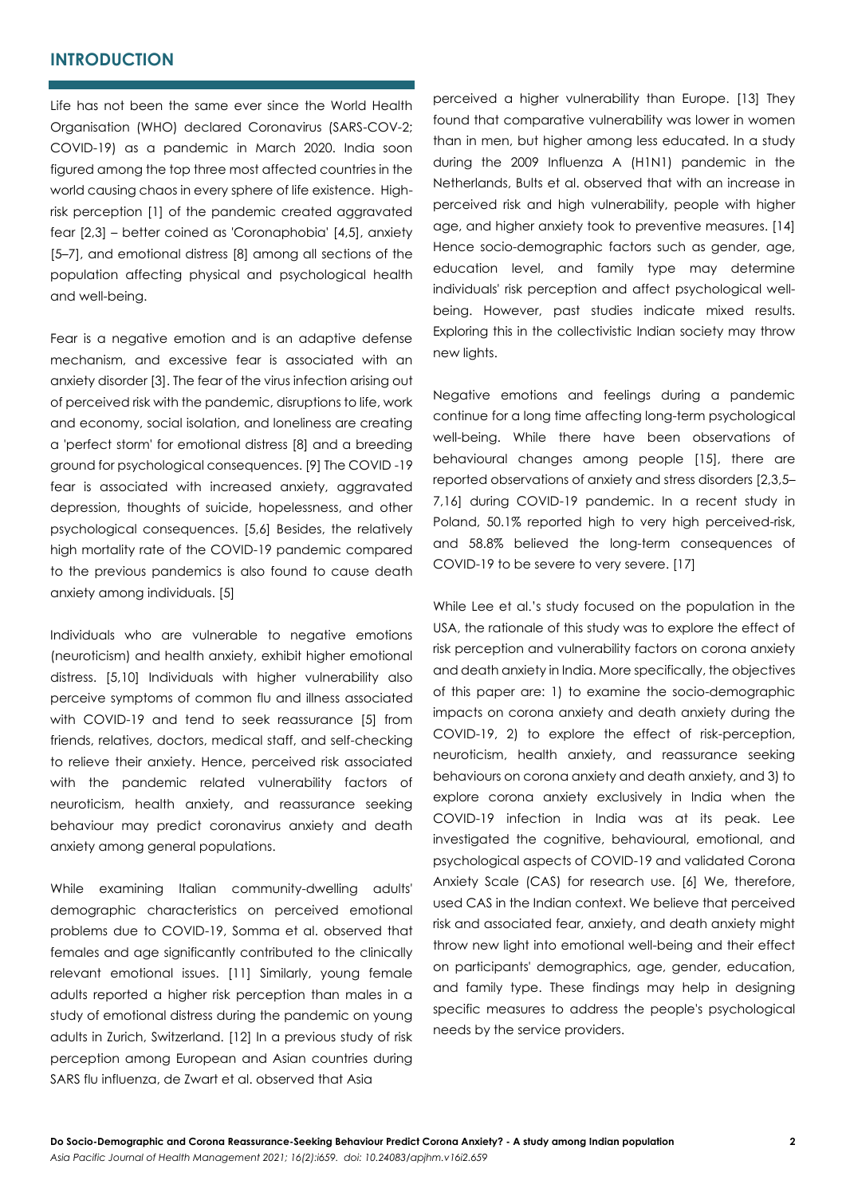## INTRODUCTION

Life has not been the same ever since the World Health Organisation (WHO) declared Coronavirus (SARS-COV-2; COVID-19) as a pandemic in March 2020. India soon figured among the top three most affected countries in the world causing chaos in every sphere of life existence. High-risk perception [1] of the pandemic created aggravated fear [2,3] – better coined as 'Coronaphobia' [4,5], anxiety [5–7], and emotional distress [8] among all sections of the population affecting physical and psychological health and well-being.

Fear is a negative emotion and is an adaptive defense mechanism, and excessive fear is associated with an anxiety disorder [3]. The fear of the virus infection arising out of perceived risk with the pandemic, disruptions to life, work and economy, social isolation, and loneliness are creating a 'perfect storm' for emotional distress [8] and a breeding ground for psychological consequences. [9] The COVID -19 fear is associated with increased anxiety, aggravated depression, thoughts of suicide, hopelessness, and other psychological consequences. [5,6] Besides, the relatively high mortality rate of the COVID-19 pandemic compared to the previous pandemics is also found to cause death anxiety among individuals. [5]

Individuals who are vulnerable to negative emotions (neuroticism) and health anxiety, exhibit higher emotional distress. [5,10] Individuals with higher vulnerability also perceive symptoms of common flu and illness associated with COVID-19 and tend to seek reassurance [5] from friends, relatives, doctors, medical staff, and self-checking to relieve their anxiety. Hence, perceived risk associated with the pandemic related vulnerability factors of neuroticism, health anxiety, and reassurance seeking behaviour may predict coronavirus anxiety and death anxiety among general populations.

While examining Italian community-dwelling adults' demographic characteristics on perceived emotional problems due to COVID-19, Somma et al. observed that females and age significantly contributed to the clinically relevant emotional issues. [11] Similarly, young female adults reported a higher risk perception than males in a study of emotional distress during the pandemic on young adults in Zurich, Switzerland. [12] In a previous study of risk perception among European and Asian countries during SARS flu influenza, de Zwart et al. observed that Asia perceived a higher vulnerability than Europe. [13] They found that comparative vulnerability was lower in women than in men, but higher among less educated. In a study during the 2009 Influenza A (H1N1) pandemic in the Netherlands, Bults et al. observed that with an increase in perceived risk and high vulnerability, people with higher age, and higher anxiety took to preventive measures. [14] Hence socio-demographic factors such as gender, age, education level, and family type may determine individuals' risk perception and affect psychological well-being. However, past studies indicate mixed results. Exploring this in the collectivistic Indian society may throw new lights.

Negative emotions and feelings during a pandemic continue for a long time affecting long-term psychological well-being. While there have been observations of behavioural changes among people [15], there are reported observations of anxiety and stress disorders [2,3,5–7,16] during COVID-19 pandemic. In a recent study in Poland, 50.1% reported high to very high perceived-risk, and 58.8% believed the long-term consequences of COVID-19 to be severe to very severe. [17]

While Lee et al.'s study focused on the population in the USA, the rationale of this study was to explore the effect of risk perception and vulnerability factors on corona anxiety and death anxiety in India. More specifically, the objectives of this paper are: 1) to examine the socio-demographic impacts on corona anxiety and death anxiety during the COVID-19, 2) to explore the effect of risk-perception, neuroticism, health anxiety, and reassurance seeking behaviours on corona anxiety and death anxiety, and 3) to explore corona anxiety exclusively in India when the COVID-19 infection in India was at its peak. Lee investigated the cognitive, behavioural, emotional, and psychological aspects of COVID-19 and validated Corona Anxiety Scale (CAS) for research use. [6] We, therefore, used CAS in the Indian context. We believe that perceived risk and associated fear, anxiety, and death anxiety might throw new light into emotional well-being and their effect on participants' demographics, age, gender, education, and family type. These findings may help in designing specific measures to address the people's psychological needs by the service providers.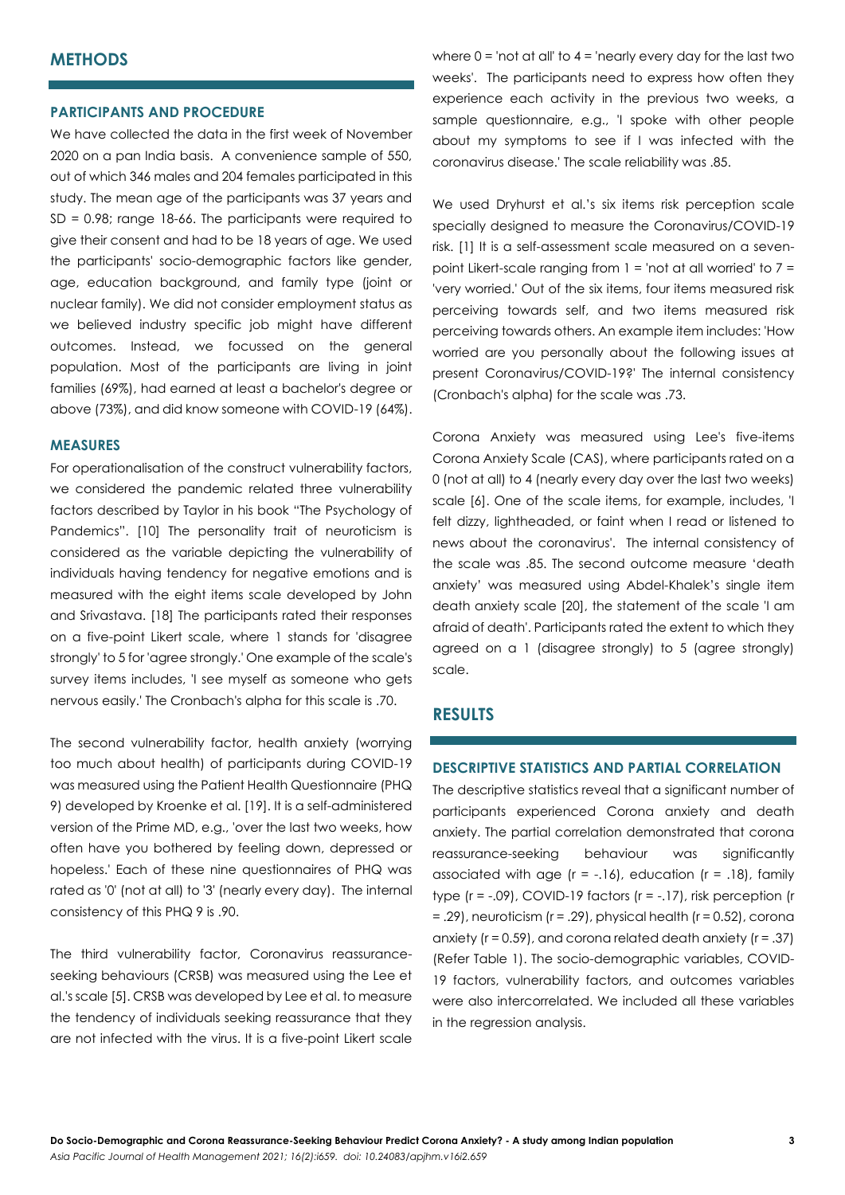## METHODS

### PARTICIPANTS AND PROCEDURE

We have collected the data in the first week of November 2020 on a pan India basis. A convenience sample of 550, out of which 346 males and 204 females participated in this study. The mean age of the participants was 37 years and SD = 0.98; range 18-66. The participants were required to give their consent and had to be 18 years of age. We used the participants' socio-demographic factors like gender, age, education background, and family type (joint or nuclear family). We did not consider employment status as we believed industry specific job might have different outcomes. Instead, we focussed on the general population. Most of the participants are living in joint families (69%), had earned at least a bachelor's degree or above (73%), and did know someone with COVID-19 (64%).

### MEASURES

For operationalisation of the construct vulnerability factors, we considered the pandemic related three vulnerability factors described by Taylor in his book "The Psychology of Pandemics". [10] The personality trait of neuroticism is considered as the variable depicting the vulnerability of individuals having tendency for negative emotions and is measured with the eight items scale developed by John and Srivastava. [18] The participants rated their responses on a five-point Likert scale, where 1 stands for 'disagree strongly' to 5 for 'agree strongly.' One example of the scale's survey items includes, 'I see myself as someone who gets nervous easily.' The Cronbach's alpha for this scale is .70.

The second vulnerability factor, health anxiety (worrying too much about health) of participants during COVID-19 was measured using the Patient Health Questionnaire (PHQ 9) developed by Kroenke et al. [19]. It is a self-administered version of the Prime MD, e.g., 'over the last two weeks, how often have you bothered by feeling down, depressed or hopeless.' Each of these nine questionnaires of PHQ was rated as '0' (not at all) to '3' (nearly every day). The internal consistency of this PHQ 9 is .90.

The third vulnerability factor, Coronavirus reassurance-seeking behaviours (CRSB) was measured using the Lee et al.'s scale [5]. CRSB was developed by Lee et al. to measure the tendency of individuals seeking reassurance that they are not infected with the virus. It is a five-point Likert scale where 0 = 'not at all' to 4 = 'nearly every day for the last two weeks'. The participants need to express how often they experience each activity in the previous two weeks, a sample questionnaire, e.g., 'I spoke with other people about my symptoms to see if I was infected with the coronavirus disease.' The scale reliability was .85.

We used Dryhurst et al.'s six items risk perception scale specially designed to measure the Coronavirus/COVID-19 risk. [1] It is a self-assessment scale measured on a seven-point Likert-scale ranging from 1 = 'not at all worried' to 7 = 'very worried.' Out of the six items, four items measured risk perceiving towards self, and two items measured risk perceiving towards others. An example item includes: 'How worried are you personally about the following issues at present Coronavirus/COVID-19?' The internal consistency (Cronbach's alpha) for the scale was .73.

Corona Anxiety was measured using Lee's five-items Corona Anxiety Scale (CAS), where participants rated on a 0 (not at all) to 4 (nearly every day over the last two weeks) scale [6]. One of the scale items, for example, includes, 'I felt dizzy, lightheaded, or faint when I read or listened to news about the coronavirus'. The internal consistency of the scale was .85. The second outcome measure 'death anxiety' was measured using Abdel-Khalek's single item death anxiety scale [20], the statement of the scale 'I am afraid of death'. Participants rated the extent to which they agreed on a 1 (disagree strongly) to 5 (agree strongly) scale.

## RESULTS

### DESCRIPTIVE STATISTICS AND PARTIAL CORRELATION

The descriptive statistics reveal that a significant number of participants experienced Corona anxiety and death anxiety. The partial correlation demonstrated that corona reassurance-seeking behaviour was significantly associated with age ($r = -.16$), education ($r = .18$), family type ($r = -.09$), COVID-19 factors ($r = -.17$), risk perception ($r = .29$), neuroticism ($r = .29$), physical health ($r = 0.52$), corona anxiety ($r = 0.59$), and corona related death anxiety ($r = .37$) (Refer Table 1). The socio-demographic variables, COVID-19 factors, vulnerability factors, and outcomes variables were also intercorrelated. We included all these variables in the regression analysis.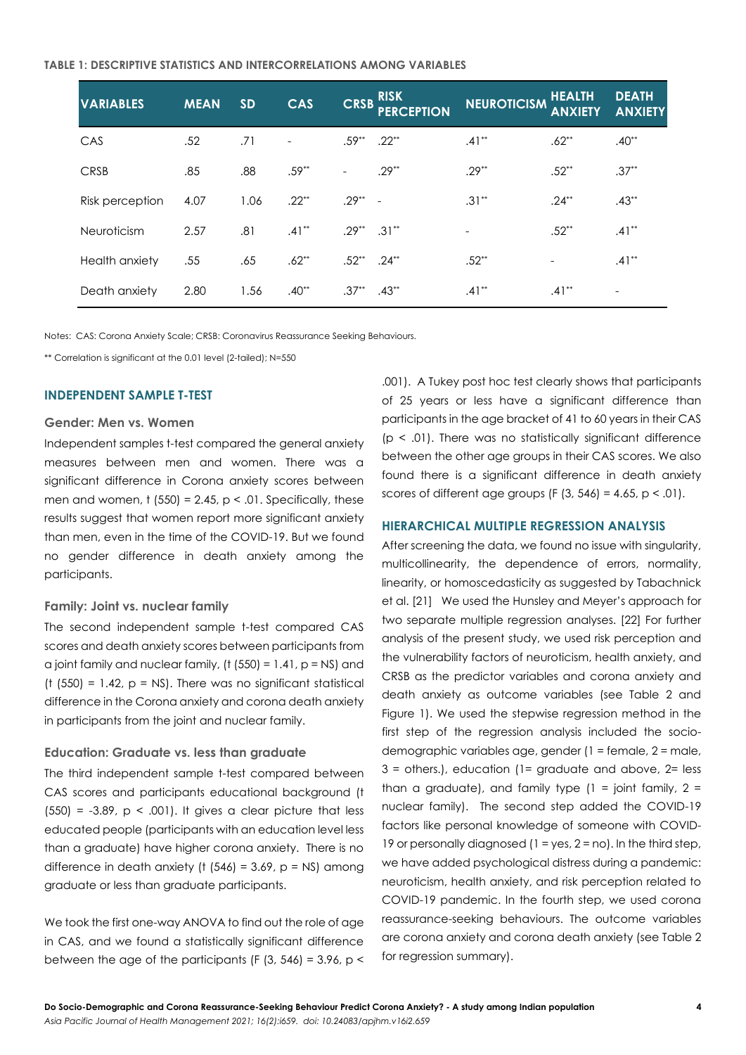**TABLE 1: DESCRIPTIVE STATISTICS AND INTERCORRELATIONS AMONG VARIABLES**

| VARIABLES | MEAN | SD | CAS | CRSB | RISK PERCEPTION | NEUROTICISM | HEALTH ANXIETY | DEATH ANXIETY |
|---|---|---|---|---|---|---|---|---|
| CAS | .52 | .71 | - | .59** | .22** | .41** | .62** | .40** |
| CRSB | .85 | .88 | .59** | - | .29** | .29** | .52** | .37** |
| Risk perception | 4.07 | 1.06 | .22** | .29** | - | .31** | .24** | .43** |
| Neuroticism | 2.57 | .81 | .41** | .29** | .31** | - | .52** | .41** |
| Health anxiety | .55 | .65 | .62** | .52** | .24** | .52** | - | .41** |
| Death anxiety | 2.80 | 1.56 | .40** | .37** | .43** | .41** | .41** | - |

Notes: CAS: Corona Anxiety Scale; CRSB: Coronavirus Reassurance Seeking Behaviours.

** Correlation is significant at the 0.01 level (2-tailed); N=550

## INDEPENDENT SAMPLE T-TEST

### Gender: Men vs. Women

Independent samples t-test compared the general anxiety measures between men and women. There was a significant difference in Corona anxiety scores between men and women, $t\ (550) = 2.45$, $p < .01$. Specifically, these results suggest that women report more significant anxiety than men, even in the time of the COVID-19. But we found no gender difference in death anxiety among the participants.

### Family: Joint vs. nuclear family

The second independent sample t-test compared CAS scores and death anxiety scores between participants from a joint family and nuclear family, ($t\ (550) = 1.41$, p = NS) and ($t\ (550) = 1.42$, p = NS). There was no significant statistical difference in the Corona anxiety and corona death anxiety in participants from the joint and nuclear family.

### Education: Graduate vs. less than graduate

The third independent sample t-test compared between CAS scores and participants educational background ($t\ (550) = -3.89$, $p < .001$). It gives a clear picture that less educated people (participants with an education level less than a graduate) have higher corona anxiety. There is no difference in death anxiety ($t\ (546) = 3.69$, p = NS) among graduate or less than graduate participants.

We took the first one-way ANOVA to find out the role of age in CAS, and we found a statistically significant difference between the age of the participants ($F\ (3, 546) = 3.96$, $p < .001$). A Tukey post hoc test clearly shows that participants of 25 years or less have a significant difference than participants in the age bracket of 41 to 60 years in their CAS ($p < .01$). There was no statistically significant difference between the other age groups in their CAS scores. We also found there is a significant difference in death anxiety scores of different age groups ($F\ (3, 546) = 4.65$, $p < .01$).

## HIERARCHICAL MULTIPLE REGRESSION ANALYSIS

After screening the data, we found no issue with singularity, multicollinearity, the dependence of errors, normality, linearity, or homoscedasticity as suggested by Tabachnick et al. [21] We used the Hunsley and Meyer's approach for two separate multiple regression analyses. [22] For further analysis of the present study, we used risk perception and the vulnerability factors of neuroticism, health anxiety, and CRSB as the predictor variables and corona anxiety and death anxiety as outcome variables (see Table 2 and Figure 1). We used the stepwise regression method in the first step of the regression analysis included the socio-demographic variables age, gender (1 = female, 2 = male, 3 = others.), education (1= graduate and above, 2= less than a graduate), and family type (1 = joint family, 2 = nuclear family). The second step added the COVID-19 factors like personal knowledge of someone with COVID-19 or personally diagnosed (1 = yes, 2 = no). In the third step, we have added psychological distress during a pandemic: neuroticism, health anxiety, and risk perception related to COVID-19 pandemic. In the fourth step, we used corona reassurance-seeking behaviours. The outcome variables are corona anxiety and corona death anxiety (see Table 2 for regression summary).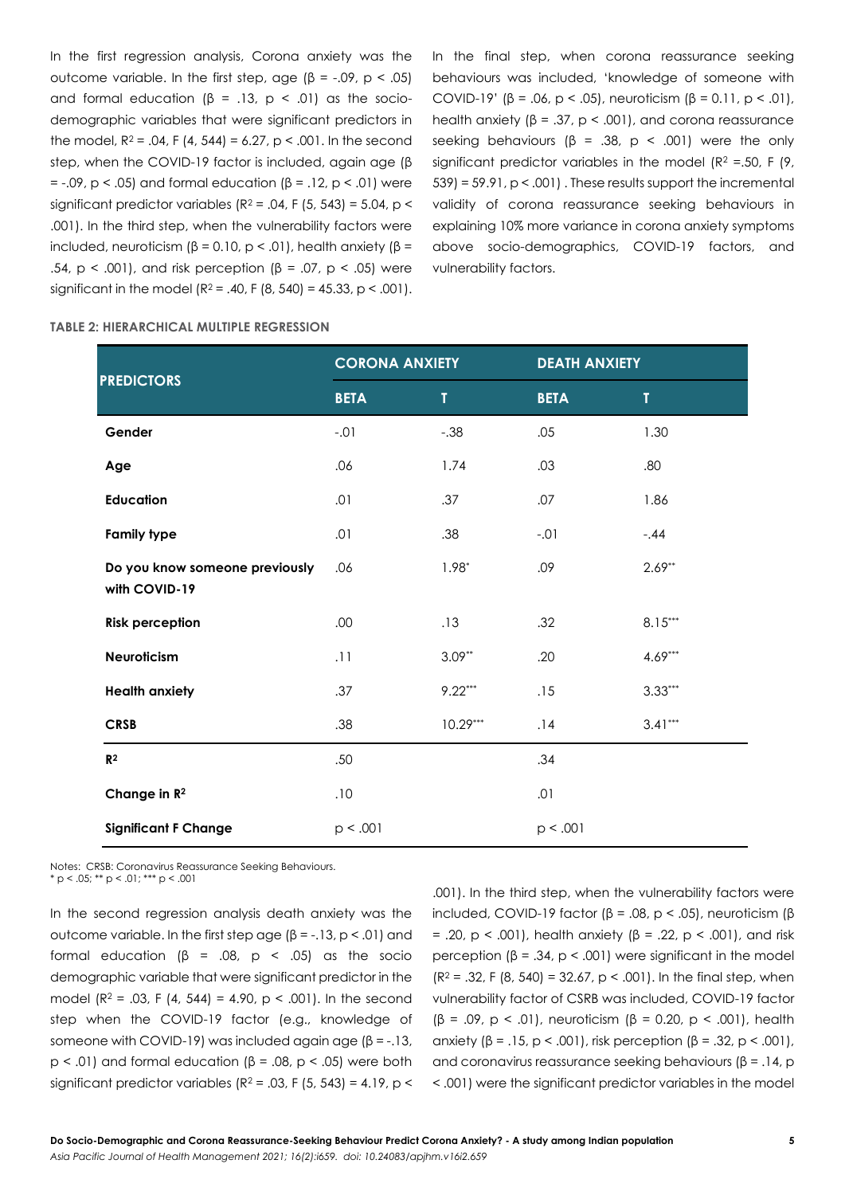In the first regression analysis, Corona anxiety was the outcome variable. In the first step, age ($\beta$ = -.09, $p < .05$) and formal education ($\beta$ = .13, $p < .01$) as the socio-demographic variables that were significant predictors in the model, $R^2$ = .04, $F$ (4, 544) = 6.27, $p < .001$. In the second step, when the COVID-19 factor is included, again age ($\beta$ = -.09, $p < .05$) and formal education ($\beta$ = .12, $p < .01$) were significant predictor variables ($R^2$ = .04, $F$ (5, 543) = 5.04, $p < .001$). In the third step, when the vulnerability factors were included, neuroticism ($\beta$ = 0.10, $p < .01$), health anxiety ($\beta$ = .54, $p < .001$), and risk perception ($\beta$ = .07, $p < .05$) were significant in the model ($R^2$ = .40, $F$ (8, 540) = 45.33, $p < .001$).

In the final step, when corona reassurance seeking behaviours was included, 'knowledge of someone with COVID-19' ($\beta$ = .06, $p < .05$), neuroticism ($\beta$ = 0.11, $p < .01$), health anxiety ($\beta$ = .37, $p < .001$), and corona reassurance seeking behaviours ($\beta$ = .38, $p < .001$) were the only significant predictor variables in the model ($R^2$ =.50, $F$ (9, 539) = 59.91, $p < .001$) . These results support the incremental validity of corona reassurance seeking behaviours in explaining 10% more variance in corona anxiety symptoms above socio-demographics, COVID-19 factors, and vulnerability factors.

**TABLE 2: HIERARCHICAL MULTIPLE REGRESSION**

| PREDICTORS | CORONA ANXIETY | | DEATH ANXIETY | |
|---|---|---|---|---|
| | BETA | T | BETA | T |
| **Gender** | -.01 | -.38 | .05 | 1.30 |
| **Age** | .06 | 1.74 | .03 | .80 |
| **Education** | .01 | .37 | .07 | 1.86 |
| **Family type** | .01 | .38 | -.01 | -.44 |
| **Do you know someone previously with COVID-19** | .06 | 1.98* | .09 | 2.69** |
| **Risk perception** | .00 | .13 | .32 | 8.15*** |
| **Neuroticism** | .11 | 3.09** | .20 | 4.69*** |
| **Health anxiety** | .37 | 9.22*** | .15 | 3.33*** |
| **CRSB** | .38 | 10.29*** | .14 | 3.41*** |
| **$R^2$** | .50 | | .34 | |
| **Change in $R^2$** | .10 | | .01 | |
| **Significant F Change** | $p < .001$ | | $p < .001$ | |

Notes: CRSB: Coronavirus Reassurance Seeking Behaviours.
* $p < .05$; ** $p < .01$; *** $p < .001$

In the second regression analysis death anxiety was the outcome variable. In the first step age ($\beta$ = -.13, $p < .01$) and formal education ($\beta$ = .08, $p < .05$) as the socio demographic variable that were significant predictor in the model ($R^2$ = .03, $F$ (4, 544) = 4.90, $p < .001$). In the second step when the COVID-19 factor (e.g., knowledge of someone with COVID-19) was included again age ($\beta$ = -.13, $p < .01$) and formal education ($\beta$ = .08, $p < .05$) were both significant predictor variables ($R^2$ = .03, $F$ (5, 543) = 4.19, $p < .001$). In the third step, when the vulnerability factors were included, COVID-19 factor ($\beta$ = .08, $p < .05$), neuroticism ($\beta$ = .20, $p < .001$), health anxiety ($\beta$ = .22, $p < .001$), and risk perception ($\beta$ = .34, $p < .001$) were significant in the model ($R^2$ = .32, $F$ (8, 540) = 32.67, $p < .001$). In the final step, when vulnerability factor of CSRB was included, COVID-19 factor ($\beta$ = .09, $p < .01$), neuroticism ($\beta$ = 0.20, $p < .001$), health anxiety ($\beta$ = .15, $p < .001$), risk perception ($\beta$ = .32, $p < .001$), and coronavirus reassurance seeking behaviours ($\beta$ = .14, $p < .001$) were the significant predictor variables in the model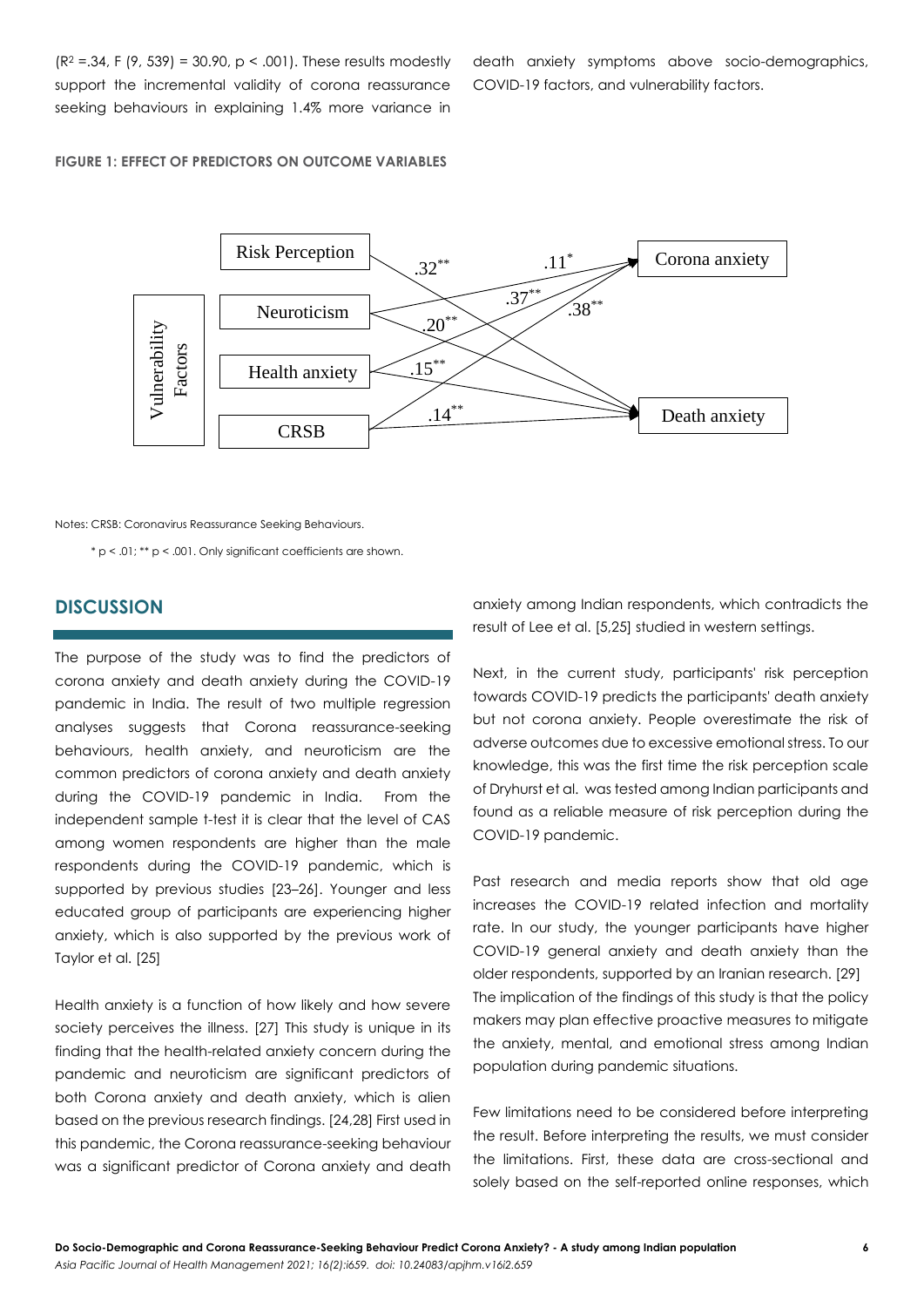($R^2$ =.34, F (9, 539) = 30.90, p < .001). These results modestly support the incremental validity of corona reassurance seeking behaviours in explaining 1.4% more variance in death anxiety symptoms above socio-demographics, COVID-19 factors, and vulnerability factors.

**FIGURE 1: EFFECT OF PREDICTORS ON OUTCOME VARIABLES**

Notes: CRSB: Coronavirus Reassurance Seeking Behaviours.

* p < .01; ** p < .001. Only significant coefficients are shown.

## DISCUSSION

The purpose of the study was to find the predictors of corona anxiety and death anxiety during the COVID-19 pandemic in India. The result of two multiple regression analyses suggests that Corona reassurance-seeking behaviours, health anxiety, and neuroticism are the common predictors of corona anxiety and death anxiety during the COVID-19 pandemic in India. From the independent sample t-test it is clear that the level of CAS among women respondents are higher than the male respondents during the COVID-19 pandemic, which is supported by previous studies [23–26]. Younger and less educated group of participants are experiencing higher anxiety, which is also supported by the previous work of Taylor et al. [25]

Health anxiety is a function of how likely and how severe society perceives the illness. [27] This study is unique in its finding that the health-related anxiety concern during the pandemic and neuroticism are significant predictors of both Corona anxiety and death anxiety, which is alien based on the previous research findings. [24,28] First used in this pandemic, the Corona reassurance-seeking behaviour was a significant predictor of Corona anxiety and death anxiety among Indian respondents, which contradicts the result of Lee et al. [5,25] studied in western settings.

Next, in the current study, participants' risk perception towards COVID-19 predicts the participants' death anxiety but not corona anxiety. People overestimate the risk of adverse outcomes due to excessive emotional stress. To our knowledge, this was the first time the risk perception scale of Dryhurst et al. was tested among Indian participants and found as a reliable measure of risk perception during the COVID-19 pandemic.

Past research and media reports show that old age increases the COVID-19 related infection and mortality rate. In our study, the younger participants have higher COVID-19 general anxiety and death anxiety than the older respondents, supported by an Iranian research. [29] The implication of the findings of this study is that the policy makers may plan effective proactive measures to mitigate the anxiety, mental, and emotional stress among Indian population during pandemic situations.

Few limitations need to be considered before interpreting the result. Before interpreting the results, we must consider the limitations. First, these data are cross-sectional and solely based on the self-reported online responses, which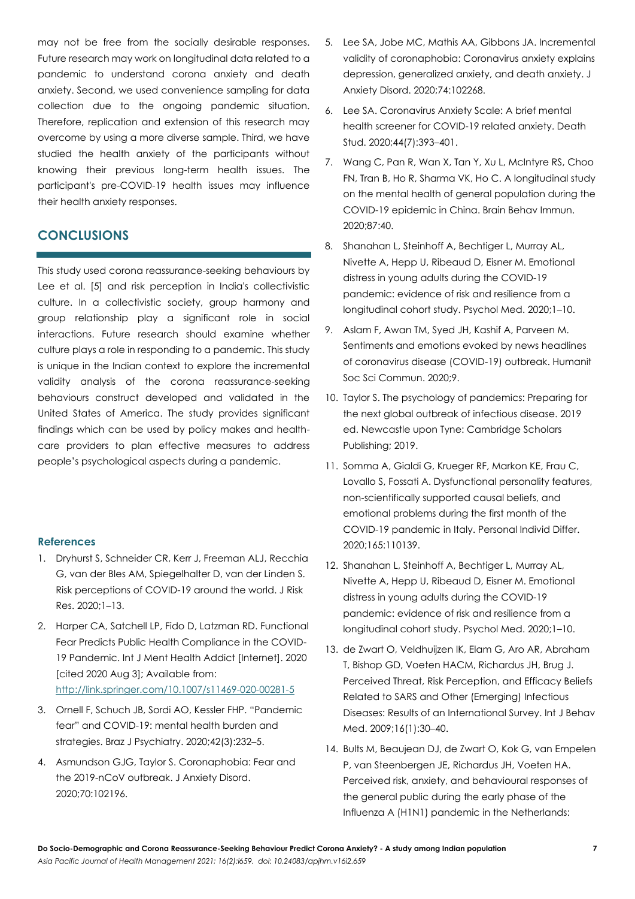may not be free from the socially desirable responses. Future research may work on longitudinal data related to a pandemic to understand corona anxiety and death anxiety. Second, we used convenience sampling for data collection due to the ongoing pandemic situation. Therefore, replication and extension of this research may overcome by using a more diverse sample. Third, we have studied the health anxiety of the participants without knowing their previous long-term health issues. The participant's pre-COVID-19 health issues may influence their health anxiety responses.

## CONCLUSIONS

This study used corona reassurance-seeking behaviours by Lee et al. [5] and risk perception in India's collectivistic culture. In a collectivistic society, group harmony and group relationship play a significant role in social interactions. Future research should examine whether culture plays a role in responding to a pandemic. This study is unique in the Indian context to explore the incremental validity analysis of the corona reassurance-seeking behaviours construct developed and validated in the United States of America. The study provides significant findings which can be used by policy makes and health-care providers to plan effective measures to address people's psychological aspects during a pandemic.

### References

1. Dryhurst S, Schneider CR, Kerr J, Freeman ALJ, Recchia G, van der Bles AM, Spiegelhalter D, van der Linden S. Risk perceptions of COVID-19 around the world. J Risk Res. 2020;1–13.
2. Harper CA, Satchell LP, Fido D, Latzman RD. Functional Fear Predicts Public Health Compliance in the COVID-19 Pandemic. Int J Ment Health Addict [Internet]. 2020 [cited 2020 Aug 3]; Available from: http://link.springer.com/10.1007/s11469-020-00281-5
3. Ornell F, Schuch JB, Sordi AO, Kessler FHP. "Pandemic fear" and COVID-19: mental health burden and strategies. Braz J Psychiatry. 2020;42(3):232–5.
4. Asmundson GJG, Taylor S. Coronaphobia: Fear and the 2019-nCoV outbreak. J Anxiety Disord. 2020;70:102196.
5. Lee SA, Jobe MC, Mathis AA, Gibbons JA. Incremental validity of coronaphobia: Coronavirus anxiety explains depression, generalized anxiety, and death anxiety. J Anxiety Disord. 2020;74:102268.
6. Lee SA. Coronavirus Anxiety Scale: A brief mental health screener for COVID-19 related anxiety. Death Stud. 2020;44(7):393–401.
7. Wang C, Pan R, Wan X, Tan Y, Xu L, McIntyre RS, Choo FN, Tran B, Ho R, Sharma VK, Ho C. A longitudinal study on the mental health of general population during the COVID-19 epidemic in China. Brain Behav Immun. 2020;87:40.
8. Shanahan L, Steinhoff A, Bechtiger L, Murray AL, Nivette A, Hepp U, Ribeaud D, Eisner M. Emotional distress in young adults during the COVID-19 pandemic: evidence of risk and resilience from a longitudinal cohort study. Psychol Med. 2020;1–10.
9. Aslam F, Awan TM, Syed JH, Kashif A, Parveen M. Sentiments and emotions evoked by news headlines of coronavirus disease (COVID-19) outbreak. Humanit Soc Sci Commun. 2020;9.
10. Taylor S. The psychology of pandemics: Preparing for the next global outbreak of infectious disease. 2019 ed. Newcastle upon Tyne: Cambridge Scholars Publishing; 2019.
11. Somma A, Gialdi G, Krueger RF, Markon KE, Frau C, Lovallo S, Fossati A. Dysfunctional personality features, non-scientifically supported causal beliefs, and emotional problems during the first month of the COVID-19 pandemic in Italy. Personal Individ Differ. 2020;165:110139.
12. Shanahan L, Steinhoff A, Bechtiger L, Murray AL, Nivette A, Hepp U, Ribeaud D, Eisner M. Emotional distress in young adults during the COVID-19 pandemic: evidence of risk and resilience from a longitudinal cohort study. Psychol Med. 2020;1–10.
13. de Zwart O, Veldhuijzen IK, Elam G, Aro AR, Abraham T, Bishop GD, Voeten HACM, Richardus JH, Brug J. Perceived Threat, Risk Perception, and Efficacy Beliefs Related to SARS and Other (Emerging) Infectious Diseases: Results of an International Survey. Int J Behav Med. 2009;16(1):30–40.
14. Bults M, Beaujean DJ, de Zwart O, Kok G, van Empelen P, van Steenbergen JE, Richardus JH, Voeten HA. Perceived risk, anxiety, and behavioural responses of the general public during the early phase of the Influenza A (H1N1) pandemic in the Netherlands: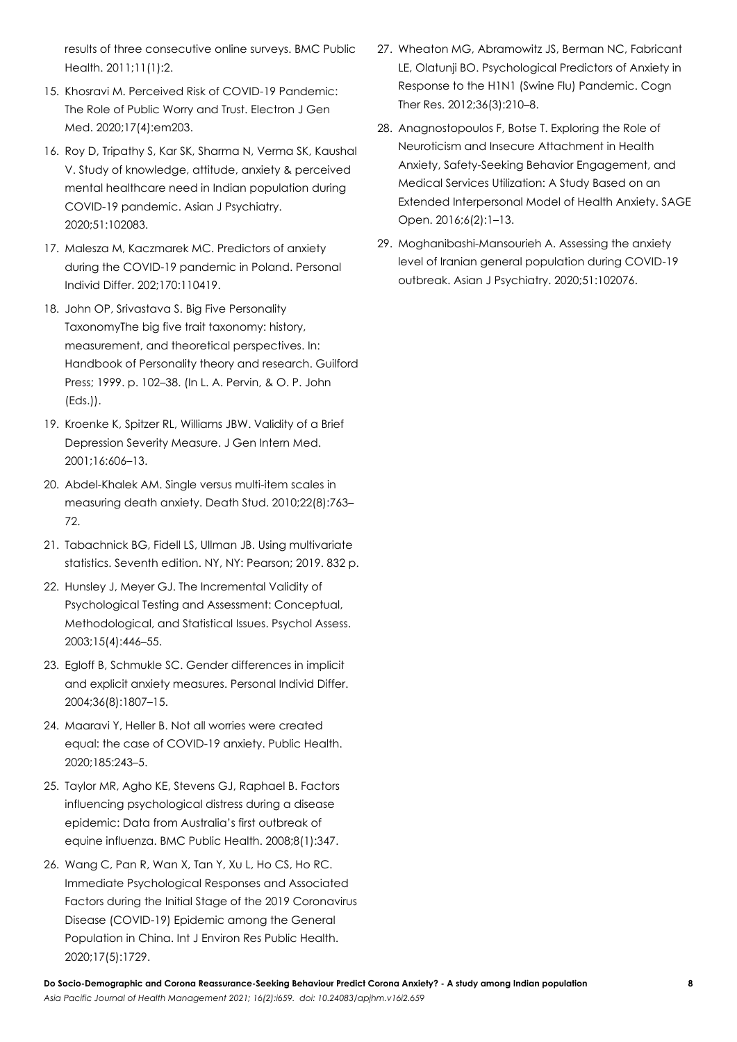results of three consecutive online surveys. BMC Public Health. 2011;11(1):2.

15. Khosravi M. Perceived Risk of COVID-19 Pandemic: The Role of Public Worry and Trust. Electron J Gen Med. 2020;17(4):em203.
16. Roy D, Tripathy S, Kar SK, Sharma N, Verma SK, Kaushal V. Study of knowledge, attitude, anxiety & perceived mental healthcare need in Indian population during COVID-19 pandemic. Asian J Psychiatry. 2020;51:102083.
17. Malesza M, Kaczmarek MC. Predictors of anxiety during the COVID-19 pandemic in Poland. Personal Individ Differ. 202;170:110419.
18. John OP, Srivastava S. Big Five Personality TaxonomyThe big five trait taxonomy: history, measurement, and theoretical perspectives. In: Handbook of Personality theory and research. Guilford Press; 1999. p. 102–38. (In L. A. Pervin, & O. P. John (Eds.)).
19. Kroenke K, Spitzer RL, Williams JBW. Validity of a Brief Depression Severity Measure. J Gen Intern Med. 2001;16:606–13.
20. Abdel-Khalek AM. Single versus multi-item scales in measuring death anxiety. Death Stud. 2010;22(8):763–72.
21. Tabachnick BG, Fidell LS, Ullman JB. Using multivariate statistics. Seventh edition. NY, NY: Pearson; 2019. 832 p.
22. Hunsley J, Meyer GJ. The Incremental Validity of Psychological Testing and Assessment: Conceptual, Methodological, and Statistical Issues. Psychol Assess. 2003;15(4):446–55.
23. Egloff B, Schmukle SC. Gender differences in implicit and explicit anxiety measures. Personal Individ Differ. 2004;36(8):1807–15.
24. Maaravi Y, Heller B. Not all worries were created equal: the case of COVID-19 anxiety. Public Health. 2020;185:243–5.
25. Taylor MR, Agho KE, Stevens GJ, Raphael B. Factors influencing psychological distress during a disease epidemic: Data from Australia's first outbreak of equine influenza. BMC Public Health. 2008;8(1):347.
26. Wang C, Pan R, Wan X, Tan Y, Xu L, Ho CS, Ho RC. Immediate Psychological Responses and Associated Factors during the Initial Stage of the 2019 Coronavirus Disease (COVID-19) Epidemic among the General Population in China. Int J Environ Res Public Health. 2020;17(5):1729.
27. Wheaton MG, Abramowitz JS, Berman NC, Fabricant LE, Olatunji BO. Psychological Predictors of Anxiety in Response to the H1N1 (Swine Flu) Pandemic. Cogn Ther Res. 2012;36(3):210–8.
28. Anagnostopoulos F, Botse T. Exploring the Role of Neuroticism and Insecure Attachment in Health Anxiety, Safety-Seeking Behavior Engagement, and Medical Services Utilization: A Study Based on an Extended Interpersonal Model of Health Anxiety. SAGE Open. 2016;6(2):1–13.
29. Moghanibashi-Mansourieh A. Assessing the anxiety level of Iranian general population during COVID-19 outbreak. Asian J Psychiatry. 2020;51:102076.